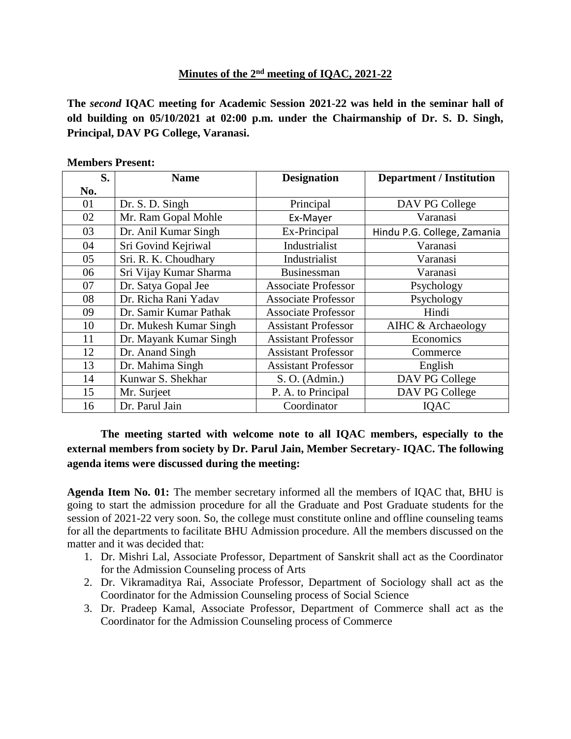## Minutes of the 2nd meeting of IQAC, 2021-22

**The *second* IQAC meeting for Academic Session 2021-22 was held in the seminar hall of old building on 05/10/2021 at 02:00 p.m. under the Chairmanship of Dr. S. D. Singh, Principal, DAV PG College, Varanasi.**

**Members Present:**

| S. No. | Name | Designation | Department / Institution |
|---|---|---|---|
| 01 | Dr. S. D. Singh | Principal | DAV PG College |
| 02 | Mr. Ram Gopal Mohle | Ex-Mayer | Varanasi |
| 03 | Dr. Anil Kumar Singh | Ex-Principal | Hindu P.G. College, Zamania |
| 04 | Sri Govind Kejriwal | Industrialist | Varanasi |
| 05 | Sri. R. K. Choudhary | Industrialist | Varanasi |
| 06 | Sri Vijay Kumar Sharma | Businessman | Varanasi |
| 07 | Dr. Satya Gopal Jee | Associate Professor | Psychology |
| 08 | Dr. Richa Rani Yadav | Associate Professor | Psychology |
| 09 | Dr. Samir Kumar Pathak | Associate Professor | Hindi |
| 10 | Dr. Mukesh Kumar Singh | Assistant Professor | AIHC & Archaeology |
| 11 | Dr. Mayank Kumar Singh | Assistant Professor | Economics |
| 12 | Dr. Anand Singh | Assistant Professor | Commerce |
| 13 | Dr. Mahima Singh | Assistant Professor | English |
| 14 | Kunwar S. Shekhar | S. O. (Admin.) | DAV PG College |
| 15 | Mr. Surjeet | P. A. to Principal | DAV PG College |
| 16 | Dr. Parul Jain | Coordinator | IQAC |

**The meeting started with welcome note to all IQAC members, especially to the external members from society by Dr. Parul Jain, Member Secretary- IQAC. The following agenda items were discussed during the meeting:**

**Agenda Item No. 01:** The member secretary informed all the members of IQAC that, BHU is going to start the admission procedure for all the Graduate and Post Graduate students for the session of 2021-22 very soon. So, the college must constitute online and offline counseling teams for all the departments to facilitate BHU Admission procedure. All the members discussed on the matter and it was decided that:

1. Dr. Mishri Lal, Associate Professor, Department of Sanskrit shall act as the Coordinator for the Admission Counseling process of Arts
2. Dr. Vikramaditya Rai, Associate Professor, Department of Sociology shall act as the Coordinator for the Admission Counseling process of Social Science
3. Dr. Pradeep Kamal, Associate Professor, Department of Commerce shall act as the Coordinator for the Admission Counseling process of Commerce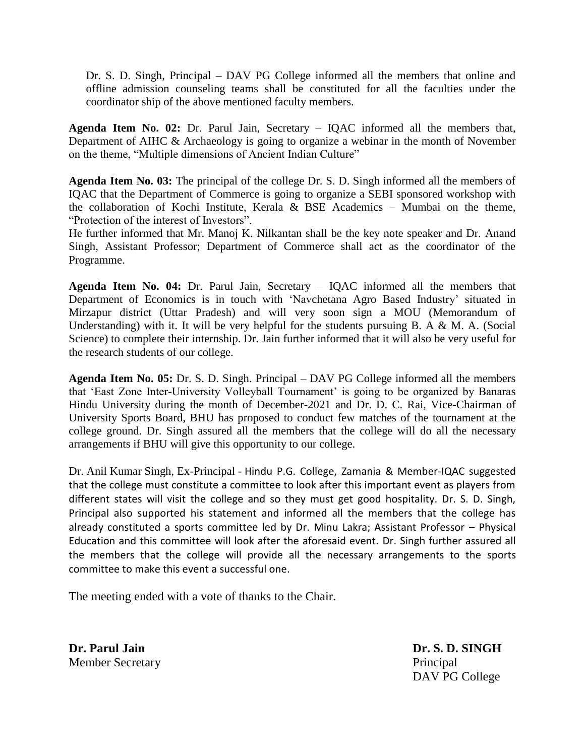Dr. S. D. Singh, Principal – DAV PG College informed all the members that online and offline admission counseling teams shall be constituted for all the faculties under the coordinator ship of the above mentioned faculty members.

**Agenda Item No. 02:** Dr. Parul Jain, Secretary – IQAC informed all the members that, Department of AIHC & Archaeology is going to organize a webinar in the month of November on the theme, "Multiple dimensions of Ancient Indian Culture"

**Agenda Item No. 03:** The principal of the college Dr. S. D. Singh informed all the members of IQAC that the Department of Commerce is going to organize a SEBI sponsored workshop with the collaboration of Kochi Institute, Kerala & BSE Academics – Mumbai on the theme, "Protection of the interest of Investors".
He further informed that Mr. Manoj K. Nilkantan shall be the key note speaker and Dr. Anand Singh, Assistant Professor; Department of Commerce shall act as the coordinator of the Programme.

**Agenda Item No. 04:** Dr. Parul Jain, Secretary – IQAC informed all the members that Department of Economics is in touch with 'Navchetana Agro Based Industry' situated in Mirzapur district (Uttar Pradesh) and will very soon sign a MOU (Memorandum of Understanding) with it. It will be very helpful for the students pursuing B. A & M. A. (Social Science) to complete their internship. Dr. Jain further informed that it will also be very useful for the research students of our college.

**Agenda Item No. 05:** Dr. S. D. Singh. Principal – DAV PG College informed all the members that 'East Zone Inter-University Volleyball Tournament' is going to be organized by Banaras Hindu University during the month of December-2021 and Dr. D. C. Rai, Vice-Chairman of University Sports Board, BHU has proposed to conduct few matches of the tournament at the college ground. Dr. Singh assured all the members that the college will do all the necessary arrangements if BHU will give this opportunity to our college.

Dr. Anil Kumar Singh, Ex-Principal - Hindu P.G. College, Zamania & Member-IQAC suggested that the college must constitute a committee to look after this important event as players from different states will visit the college and so they must get good hospitality. Dr. S. D. Singh, Principal also supported his statement and informed all the members that the college has already constituted a sports committee led by Dr. Minu Lakra; Assistant Professor – Physical Education and this committee will look after the aforesaid event. Dr. Singh further assured all the members that the college will provide all the necessary arrangements to the sports committee to make this event a successful one.

The meeting ended with a vote of thanks to the Chair.

**Dr. Parul Jain**
Member Secretary

**Dr. S. D. SINGH**
Principal
DAV PG College